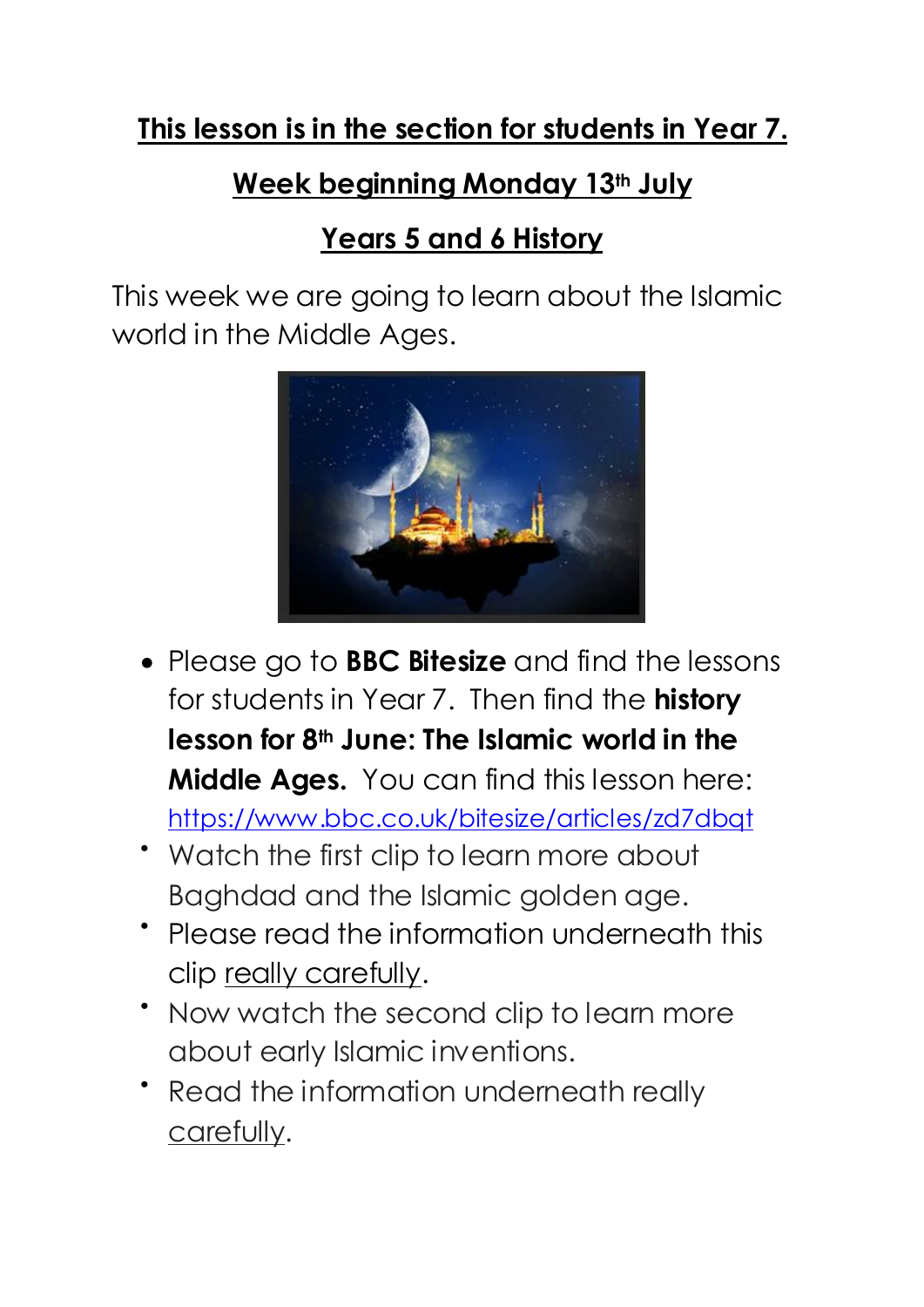**<u>This lesson is in the section for students in Year 7.</u>**

**<u>Week beginning Monday 13th July</u>**

**<u>Years 5 and 6 History</u>**

This week we are going to learn about the Islamic world in the Middle Ages.

- Please go to **BBC Bitesize** and find the lessons for students in Year 7. Then find the **history lesson for 8th June: The Islamic world in the Middle Ages.** You can find this lesson here: https://www.bbc.co.uk/bitesize/articles/zd7dbqt
- Watch the first clip to learn more about Baghdad and the Islamic golden age.
- Please read the information underneath this clip <u>really carefully</u>.
- Now watch the second clip to learn more about early Islamic inventions.
- Read the information underneath really <u>carefully</u>.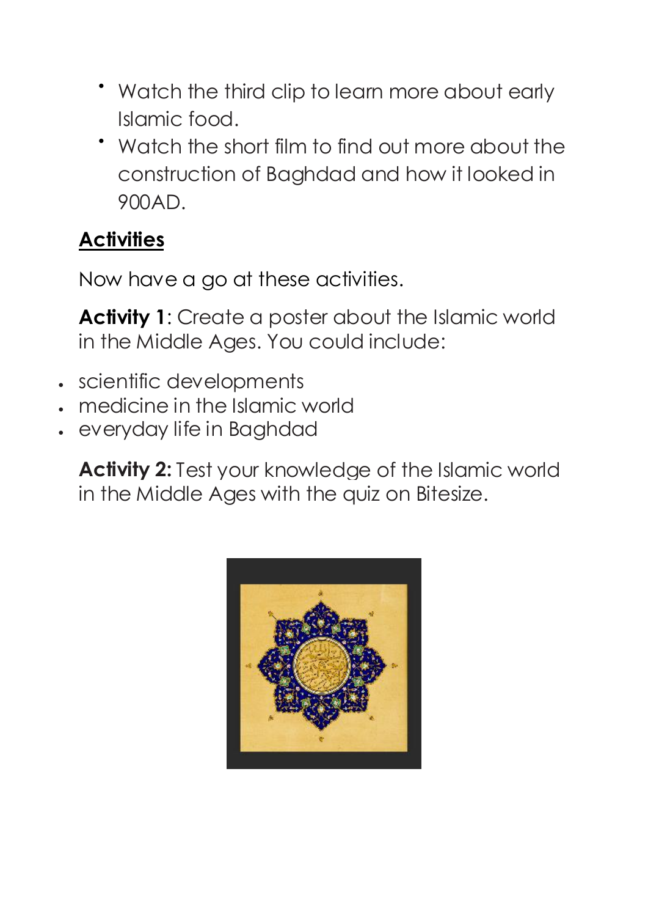- Watch the third clip to learn more about early Islamic food.
- Watch the short film to find out more about the construction of Baghdad and how it looked in 900AD.

## Activities

Now have a go at these activities.

**Activity 1**: Create a poster about the Islamic world in the Middle Ages. You could include:

- scientific developments
- medicine in the Islamic world
- everyday life in Baghdad

**Activity 2:** Test your knowledge of the Islamic world in the Middle Ages with the quiz on Bitesize.